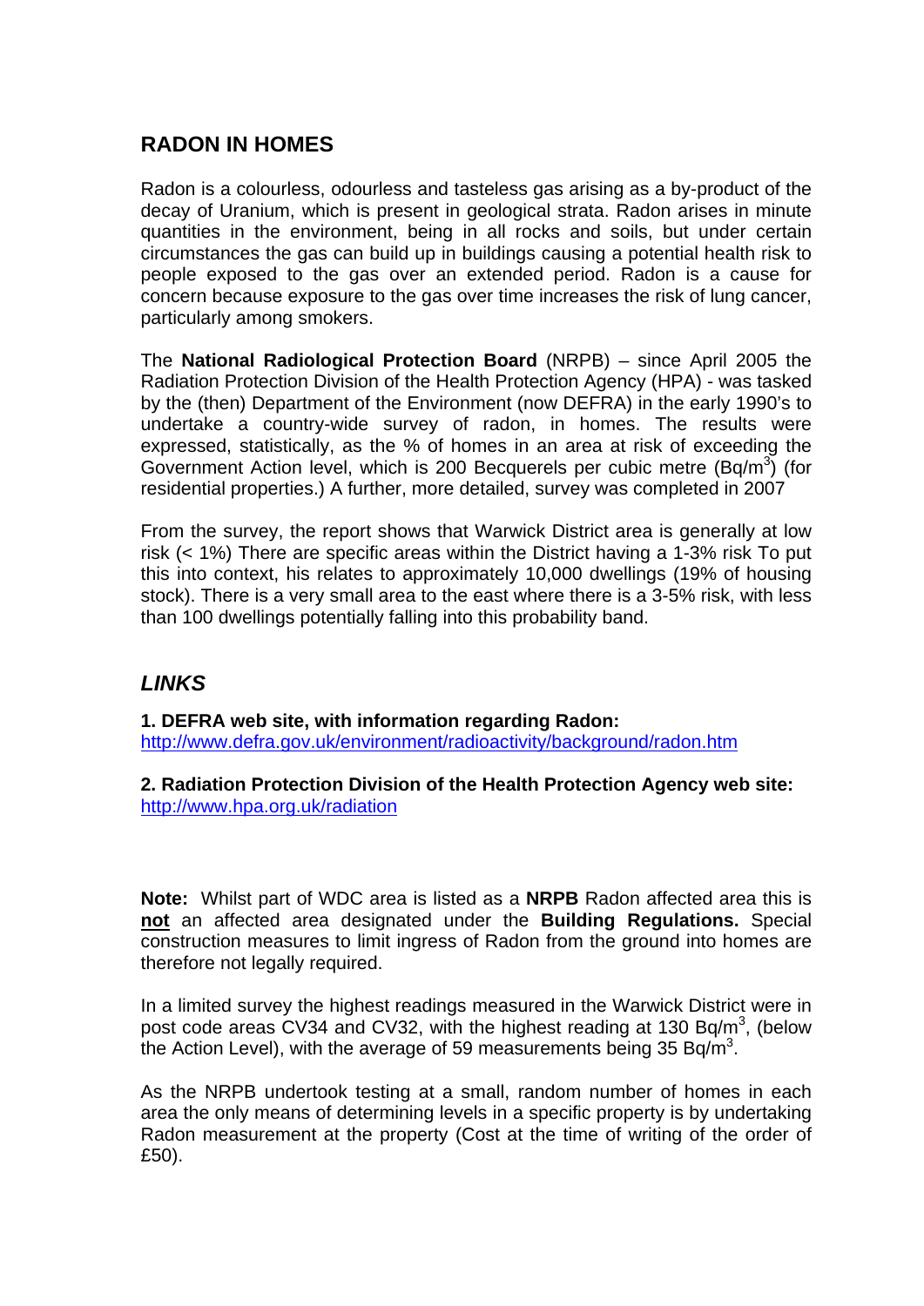## RADON IN HOMES

Radon is a colourless, odourless and tasteless gas arising as a by-product of the decay of Uranium, which is present in geological strata. Radon arises in minute quantities in the environment, being in all rocks and soils, but under certain circumstances the gas can build up in buildings causing a potential health risk to people exposed to the gas over an extended period. Radon is a cause for concern because exposure to the gas over time increases the risk of lung cancer, particularly among smokers.

The **National Radiological Protection Board** (NRPB) – since April 2005 the Radiation Protection Division of the Health Protection Agency (HPA) - was tasked by the (then) Department of the Environment (now DEFRA) in the early 1990's to undertake a country-wide survey of radon, in homes. The results were expressed, statistically, as the % of homes in an area at risk of exceeding the Government Action level, which is 200 Becquerels per cubic metre ($Bq/m^3$) (for residential properties.) A further, more detailed, survey was completed in 2007

From the survey, the report shows that Warwick District area is generally at low risk (< 1%) There are specific areas within the District having a 1-3% risk To put this into context, his relates to approximately 10,000 dwellings (19% of housing stock). There is a very small area to the east where there is a 3-5% risk, with less than 100 dwellings potentially falling into this probability band.

## *LINKS*

**1. DEFRA web site, with information regarding Radon:**
http://www.defra.gov.uk/environment/radioactivity/background/radon.htm

**2. Radiation Protection Division of the Health Protection Agency web site:**
http://www.hpa.org.uk/radiation

**Note:** Whilst part of WDC area is listed as a **NRPB** Radon affected area this is **not** an affected area designated under the **Building Regulations.** Special construction measures to limit ingress of Radon from the ground into homes are therefore not legally required.

In a limited survey the highest readings measured in the Warwick District were in post code areas CV34 and CV32, with the highest reading at 130 $Bq/m^3$, (below the Action Level), with the average of 59 measurements being 35 $Bq/m^3$.

As the NRPB undertook testing at a small, random number of homes in each area the only means of determining levels in a specific property is by undertaking Radon measurement at the property (Cost at the time of writing of the order of £50).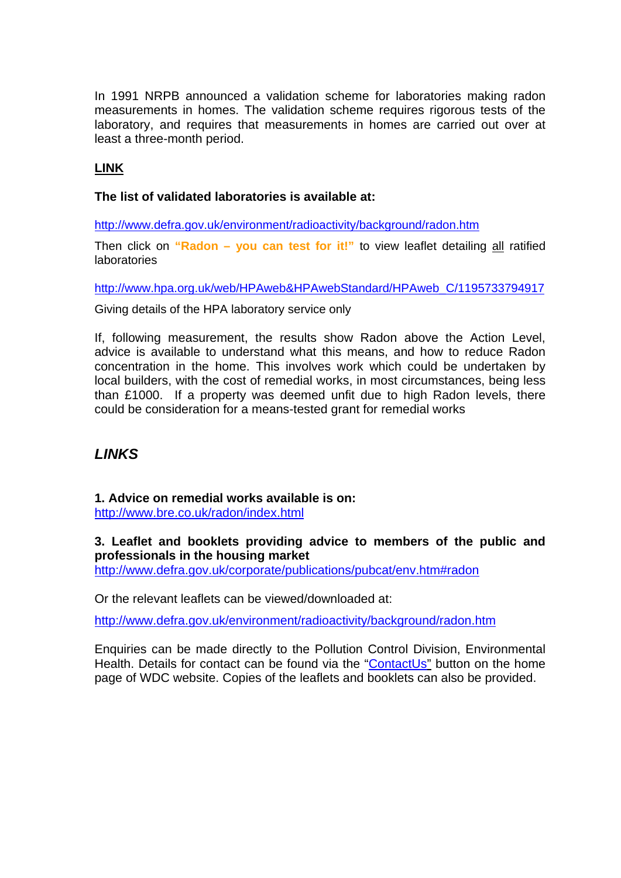In 1991 NRPB announced a validation scheme for laboratories making radon measurements in homes. The validation scheme requires rigorous tests of the laboratory, and requires that measurements in homes are carried out over at least a three-month period.

**LINK**

**The list of validated laboratories is available at:**

http://www.defra.gov.uk/environment/radioactivity/background/radon.htm

Then click on **"Radon – you can test for it!"** to view leaflet detailing all ratified laboratories

http://www.hpa.org.uk/web/HPAweb&HPAwebStandard/HPAweb_C/1195733794917

Giving details of the HPA laboratory service only

If, following measurement, the results show Radon above the Action Level, advice is available to understand what this means, and how to reduce Radon concentration in the home. This involves work which could be undertaken by local builders, with the cost of remedial works, in most circumstances, being less than £1000. If a property was deemed unfit due to high Radon levels, there could be consideration for a means-tested grant for remedial works

## *LINKS*

**1. Advice on remedial works available is on:**
http://www.bre.co.uk/radon/index.html

**3. Leaflet and booklets providing advice to members of the public and professionals in the housing market**
http://www.defra.gov.uk/corporate/publications/pubcat/env.htm#radon

Or the relevant leaflets can be viewed/downloaded at:

http://www.defra.gov.uk/environment/radioactivity/background/radon.htm

Enquiries can be made directly to the Pollution Control Division, Environmental Health. Details for contact can be found via the "ContactUs" button on the home page of WDC website. Copies of the leaflets and booklets can also be provided.